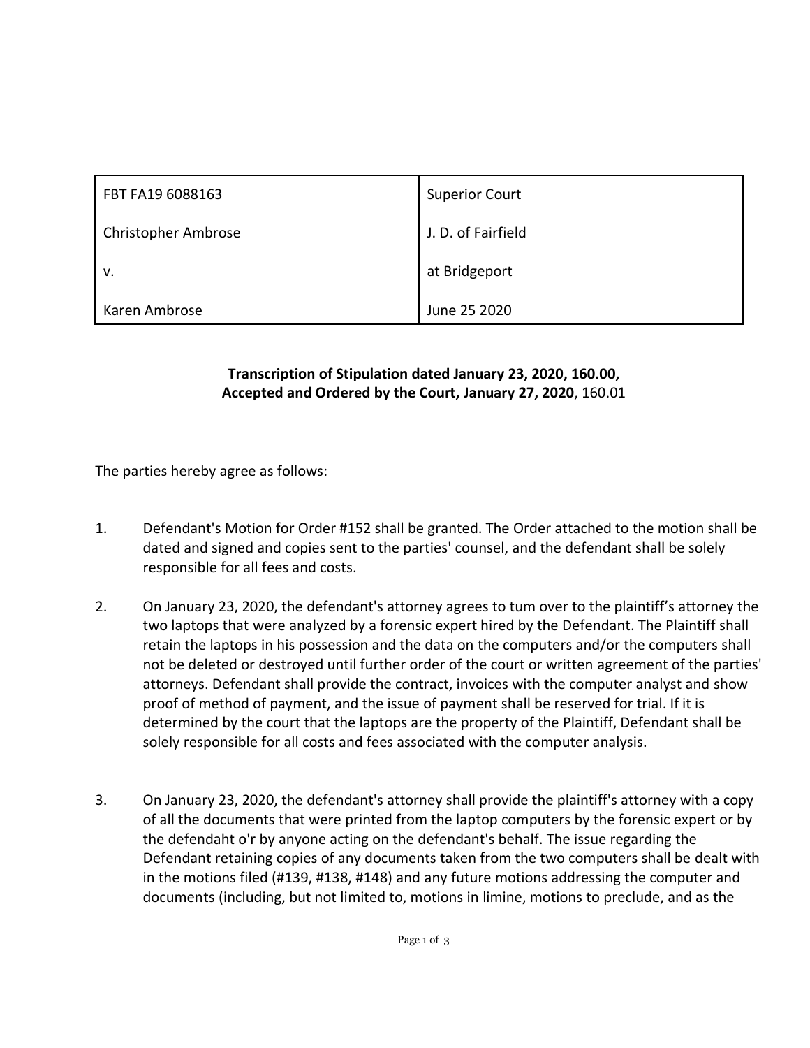| FBT FA19 6088163 | Superior Court |
|---|---|
| Christopher Ambrose | J. D. of Fairfield |
| v. | at Bridgeport |
| Karen Ambrose | June 25 2020 |

**Transcription of Stipulation dated January 23, 2020, 160.00, Accepted and Ordered by the Court, January 27, 2020**, 160.01

The parties hereby agree as follows:

1. Defendant's Motion for Order #152 shall be granted. The Order attached to the motion shall be dated and signed and copies sent to the parties' counsel, and the defendant shall be solely responsible for all fees and costs.

2. On January 23, 2020, the defendant's attorney agrees to tum over to the plaintiff's attorney the two laptops that were analyzed by a forensic expert hired by the Defendant. The Plaintiff shall retain the laptops in his possession and the data on the computers and/or the computers shall not be deleted or destroyed until further order of the court or written agreement of the parties' attorneys. Defendant shall provide the contract, invoices with the computer analyst and show proof of method of payment, and the issue of payment shall be reserved for trial. If it is determined by the court that the laptops are the property of the Plaintiff, Defendant shall be solely responsible for all costs and fees associated with the computer analysis.

3. On January 23, 2020, the defendant's attorney shall provide the plaintiff's attorney with a copy of all the documents that were printed from the laptop computers by the forensic expert or by the defendaht o'r by anyone acting on the defendant's behalf. The issue regarding the Defendant retaining copies of any documents taken from the two computers shall be dealt with in the motions filed (#139, #138, #148) and any future motions addressing the computer and documents (including, but not limited to, motions in limine, motions to preclude, and as the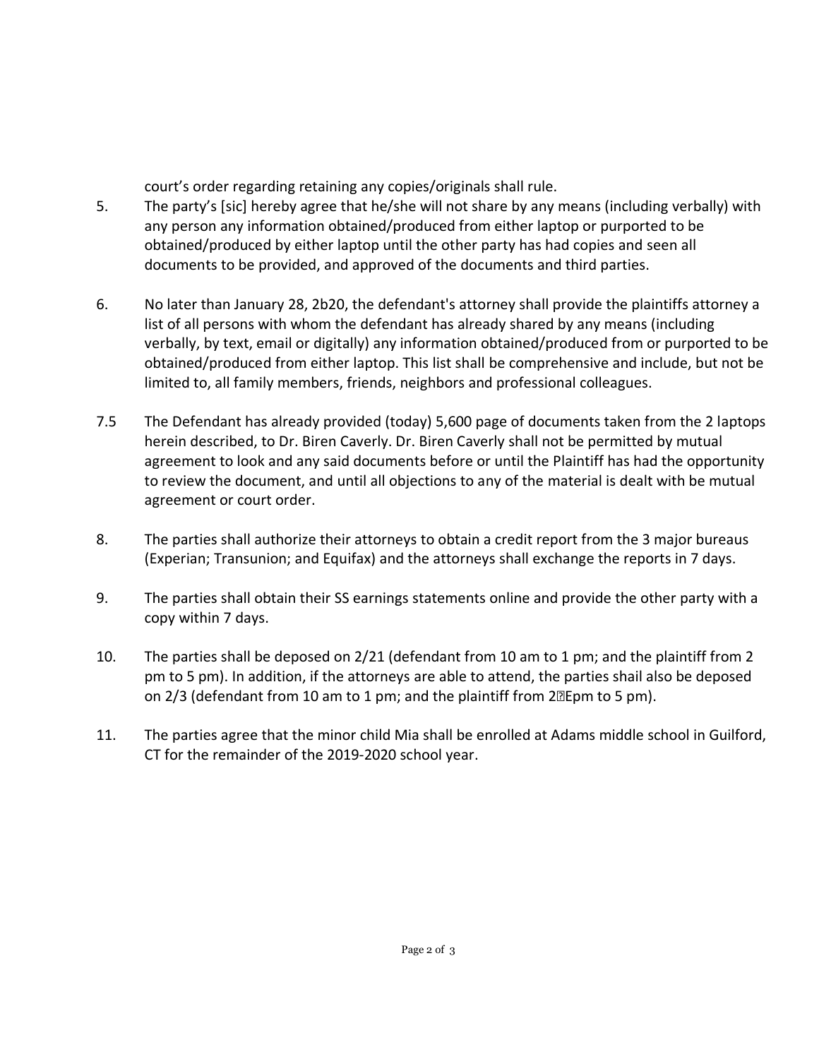court's order regarding retaining any copies/originals shall rule.

5. The party's [sic] hereby agree that he/she will not share by any means (including verbally) with any person any information obtained/produced from either laptop or purported to be obtained/produced by either laptop until the other party has had copies and seen all documents to be provided, and approved of the documents and third parties.

6. No later than January 28, 2b20, the defendant's attorney shall provide the plaintiffs attorney a list of all persons with whom the defendant has already shared by any means (including verbally, by text, email or digitally) any information obtained/produced from or purported to be obtained/produced from either laptop. This list shall be comprehensive and include, but not be limited to, all family members, friends, neighbors and professional colleagues.

7.5 The Defendant has already provided (today) 5,600 page of documents taken from the 2 laptops herein described, to Dr. Biren Caverly. Dr. Biren Caverly shall not be permitted by mutual agreement to look and any said documents before or until the Plaintiff has had the opportunity to review the document, and until all objections to any of the material is dealt with be mutual agreement or court order.

8. The parties shall authorize their attorneys to obtain a credit report from the 3 major bureaus (Experian; Transunion; and Equifax) and the attorneys shall exchange the reports in 7 days.

9. The parties shall obtain their SS earnings statements online and provide the other party with a copy within 7 days.

10. The parties shall be deposed on 2/21 (defendant from 10 am to 1 pm; and the plaintiff from 2 pm to 5 pm). In addition, if the attorneys are able to attend, the parties shail also be deposed on 2/3 (defendant from 10 am to 1 pm; and the plaintiff from 2Epm to 5 pm).

11. The parties agree that the minor child Mia shall be enrolled at Adams middle school in Guilford, CT for the remainder of the 2019-2020 school year.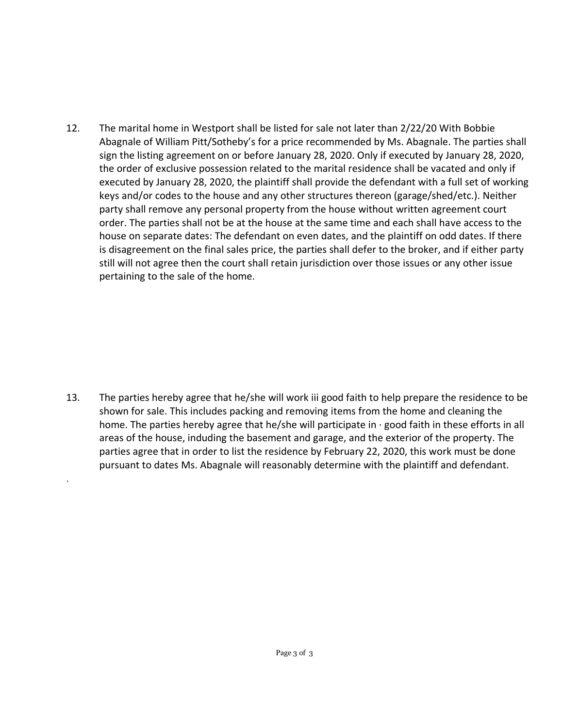12. The marital home in Westport shall be listed for sale not later than 2/22/20 With Bobbie Abagnale of William Pitt/Sotheby's for a price recommended by Ms. Abagnale. The parties shall sign the listing agreement on or before January 28, 2020. Only if executed by January 28, 2020, the order of exclusive possession related to the marital residence shall be vacated and only if executed by January 28, 2020, the plaintiff shall provide the defendant with a full set of working keys and/or codes to the house and any other structures thereon (garage/shed/etc.). Neither party shall remove any personal property from the house without written agreement court order. The parties shall not be at the house at the same time and each shall have access to the house on separate dates: The defendant on even dates, and the plaintiff on odd dates. If there is disagreement on the final sales price, the parties shall defer to the broker, and if either party still will not agree then the court shall retain jurisdiction over those issues or any other issue pertaining to the sale of the home.

13. The parties hereby agree that he/she will work iii good faith to help prepare the residence to be shown for sale. This includes packing and removing items from the home and cleaning the home. The parties hereby agree that he/she will participate in · good faith in these efforts in all areas of the house, induding the basement and garage, and the exterior of the property. The parties agree that in order to list the residence by February 22, 2020, this work must be done pursuant to dates Ms. Abagnale will reasonably determine with the plaintiff and defendant.